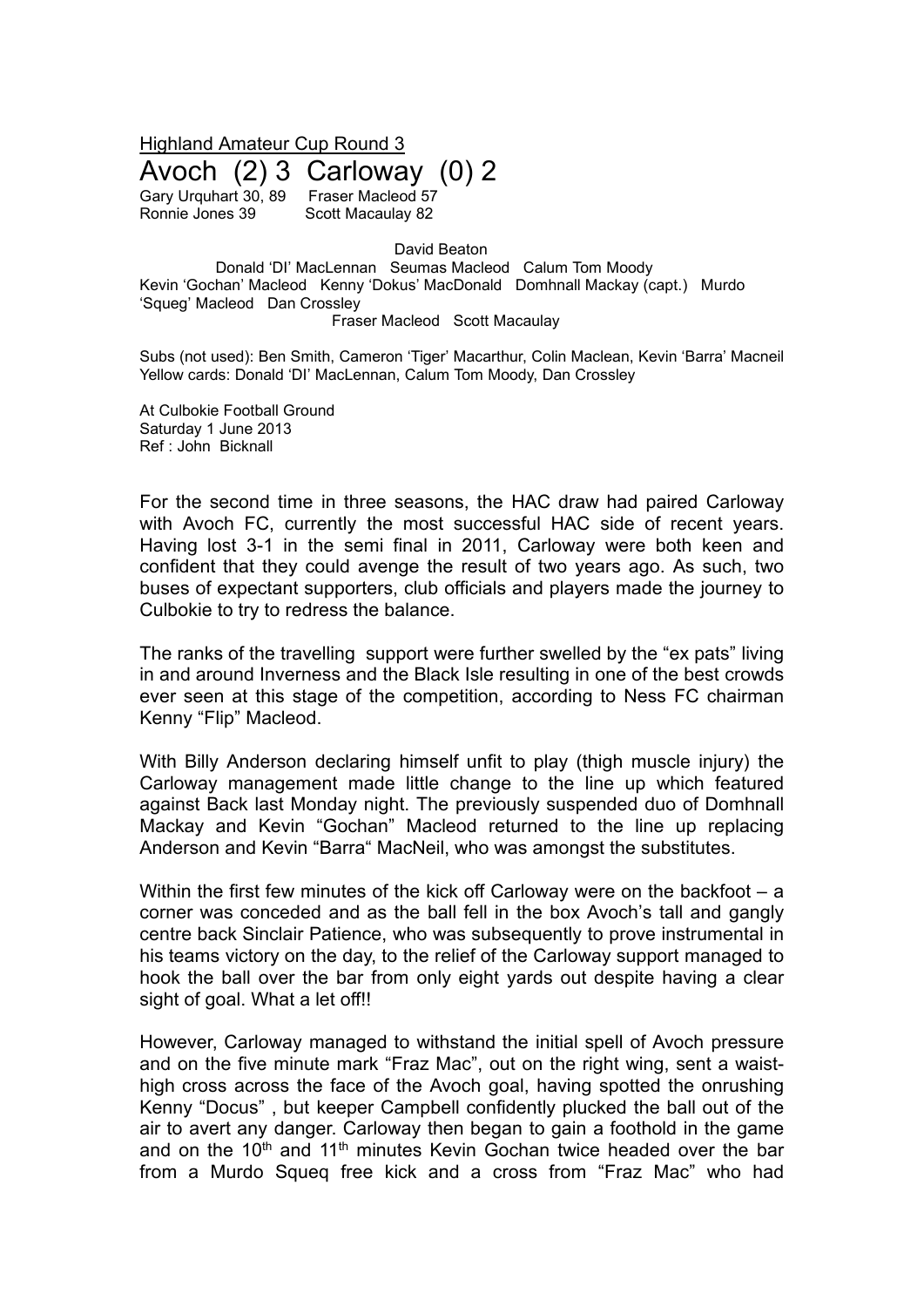Highland Amateur Cup Round 3

# Avoch (2) 3 Carloway (0) 2

Gary Urquhart 30, 89 Fraser Macleod 57
Ronnie Jones 39 Scott Macaulay 82

David Beaton
Donald 'DI' MacLennan Seumas Macleod Calum Tom Moody
Kevin 'Gochan' Macleod Kenny 'Dokus' MacDonald Domhnall Mackay (capt.) Murdo 'Squeg' Macleod Dan Crossley
Fraser Macleod Scott Macaulay

Subs (not used): Ben Smith, Cameron 'Tiger' Macarthur, Colin Maclean, Kevin 'Barra' Macneil
Yellow cards: Donald 'DI' MacLennan, Calum Tom Moody, Dan Crossley

At Culbokie Football Ground
Saturday 1 June 2013
Ref : John Bicknall

For the second time in three seasons, the HAC draw had paired Carloway with Avoch FC, currently the most successful HAC side of recent years. Having lost 3-1 in the semi final in 2011, Carloway were both keen and confident that they could avenge the result of two years ago. As such, two buses of expectant supporters, club officials and players made the journey to Culbokie to try to redress the balance.

The ranks of the travelling support were further swelled by the "ex pats" living in and around Inverness and the Black Isle resulting in one of the best crowds ever seen at this stage of the competition, according to Ness FC chairman Kenny "Flip" Macleod.

With Billy Anderson declaring himself unfit to play (thigh muscle injury) the Carloway management made little change to the line up which featured against Back last Monday night. The previously suspended duo of Domhnall Mackay and Kevin "Gochan" Macleod returned to the line up replacing Anderson and Kevin "Barra" MacNeil, who was amongst the substitutes.

Within the first few minutes of the kick off Carloway were on the backfoot – a corner was conceded and as the ball fell in the box Avoch's tall and gangly centre back Sinclair Patience, who was subsequently to prove instrumental in his teams victory on the day, to the relief of the Carloway support managed to hook the ball over the bar from only eight yards out despite having a clear sight of goal. What a let off!!

However, Carloway managed to withstand the initial spell of Avoch pressure and on the five minute mark "Fraz Mac", out on the right wing, sent a waist-high cross across the face of the Avoch goal, having spotted the onrushing Kenny "Docus" , but keeper Campbell confidently plucked the ball out of the air to avert any danger. Carloway then began to gain a foothold in the game and on the 10th and 11th minutes Kevin Gochan twice headed over the bar from a Murdo Squeq free kick and a cross from "Fraz Mac" who had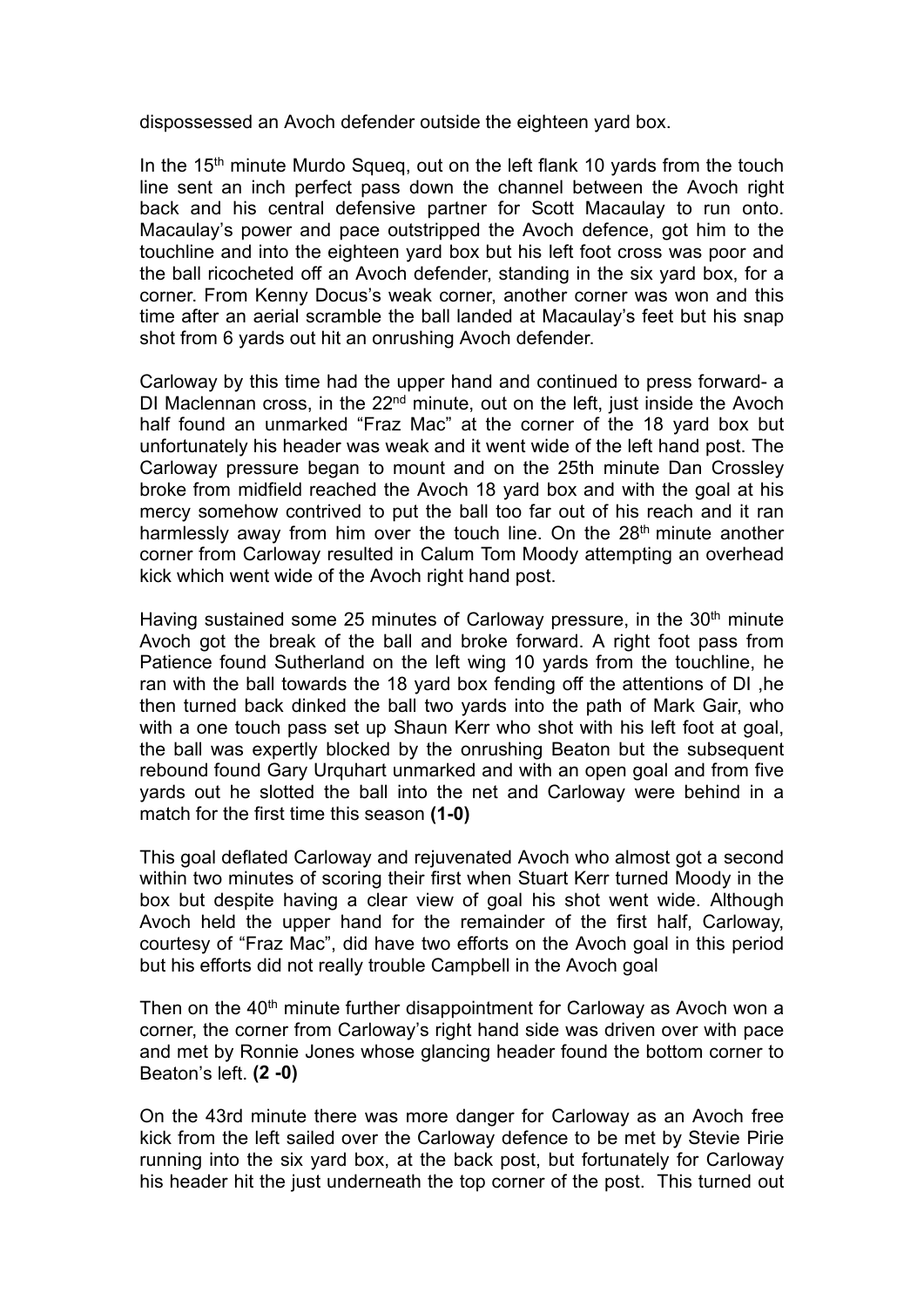dispossessed an Avoch defender outside the eighteen yard box.

In the 15th minute Murdo Squeq, out on the left flank 10 yards from the touch line sent an inch perfect pass down the channel between the Avoch right back and his central defensive partner for Scott Macaulay to run onto. Macaulay's power and pace outstripped the Avoch defence, got him to the touchline and into the eighteen yard box but his left foot cross was poor and the ball ricocheted off an Avoch defender, standing in the six yard box, for a corner. From Kenny Docus's weak corner, another corner was won and this time after an aerial scramble the ball landed at Macaulay's feet but his snap shot from 6 yards out hit an onrushing Avoch defender.

Carloway by this time had the upper hand and continued to press forward- a DI Maclennan cross, in the 22nd minute, out on the left, just inside the Avoch half found an unmarked "Fraz Mac" at the corner of the 18 yard box but unfortunately his header was weak and it went wide of the left hand post. The Carloway pressure began to mount and on the 25th minute Dan Crossley broke from midfield reached the Avoch 18 yard box and with the goal at his mercy somehow contrived to put the ball too far out of his reach and it ran harmlessly away from him over the touch line. On the 28th minute another corner from Carloway resulted in Calum Tom Moody attempting an overhead kick which went wide of the Avoch right hand post.

Having sustained some 25 minutes of Carloway pressure, in the 30th minute Avoch got the break of the ball and broke forward. A right foot pass from Patience found Sutherland on the left wing 10 yards from the touchline, he ran with the ball towards the 18 yard box fending off the attentions of DI ,he then turned back dinked the ball two yards into the path of Mark Gair, who with a one touch pass set up Shaun Kerr who shot with his left foot at goal, the ball was expertly blocked by the onrushing Beaton but the subsequent rebound found Gary Urquhart unmarked and with an open goal and from five yards out he slotted the ball into the net and Carloway were behind in a match for the first time this season **(1-0)**

This goal deflated Carloway and rejuvenated Avoch who almost got a second within two minutes of scoring their first when Stuart Kerr turned Moody in the box but despite having a clear view of goal his shot went wide. Although Avoch held the upper hand for the remainder of the first half, Carloway, courtesy of "Fraz Mac", did have two efforts on the Avoch goal in this period but his efforts did not really trouble Campbell in the Avoch goal

Then on the 40th minute further disappointment for Carloway as Avoch won a corner, the corner from Carloway's right hand side was driven over with pace and met by Ronnie Jones whose glancing header found the bottom corner to Beaton's left. **(2 -0)**

On the 43rd minute there was more danger for Carloway as an Avoch free kick from the left sailed over the Carloway defence to be met by Stevie Pirie running into the six yard box, at the back post, but fortunately for Carloway his header hit the just underneath the top corner of the post. This turned out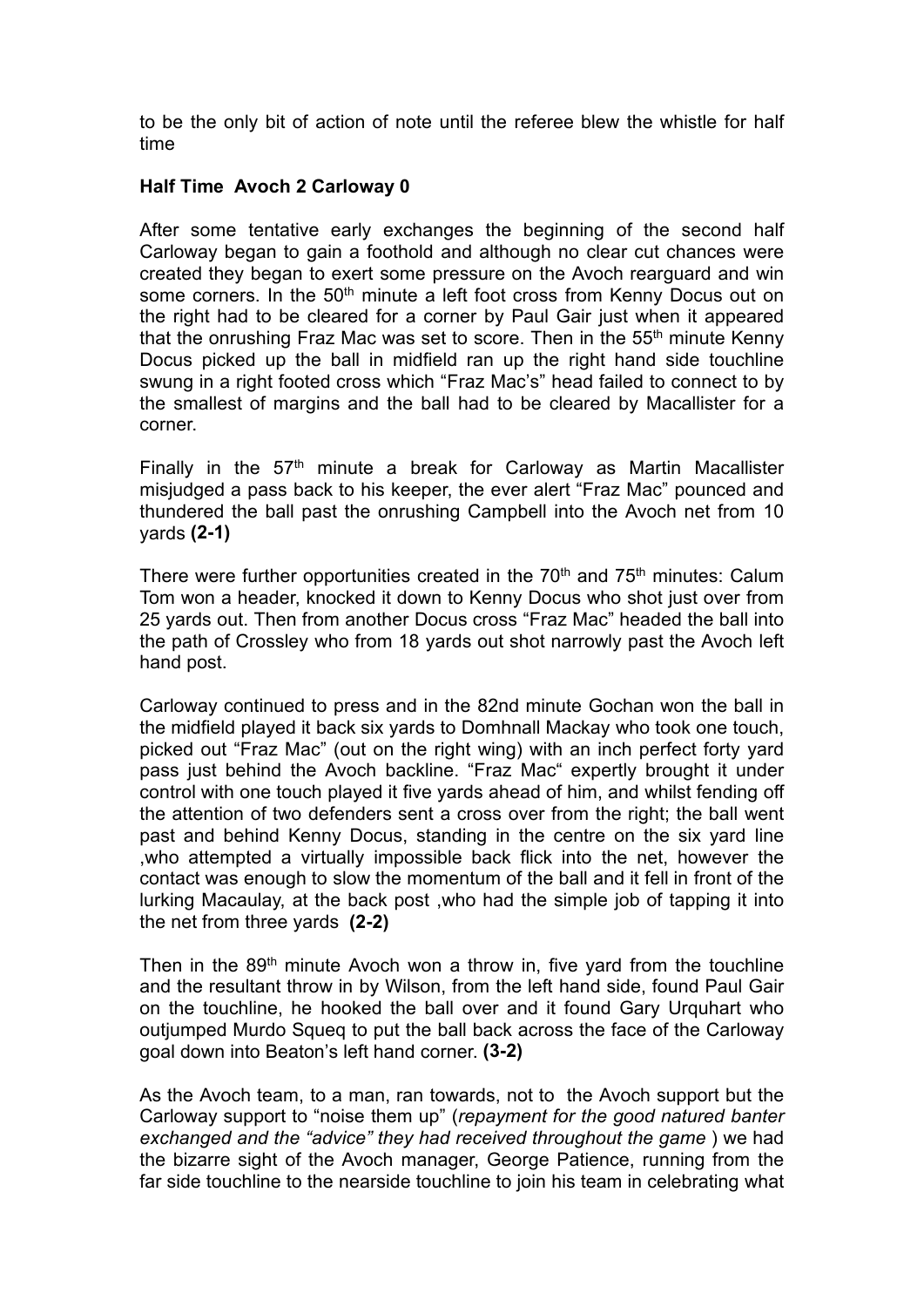to be the only bit of action of note until the referee blew the whistle for half time

**Half Time  Avoch 2 Carloway 0**

After some tentative early exchanges the beginning of the second half Carloway began to gain a foothold and although no clear cut chances were created they began to exert some pressure on the Avoch rearguard and win some corners. In the 50th minute a left foot cross from Kenny Docus out on the right had to be cleared for a corner by Paul Gair just when it appeared that the onrushing Fraz Mac was set to score. Then in the 55th minute Kenny Docus picked up the ball in midfield ran up the right hand side touchline swung in a right footed cross which "Fraz Mac's" head failed to connect to by the smallest of margins and the ball had to be cleared by Macallister for a corner.

Finally in the 57th minute a break for Carloway as Martin Macallister misjudged a pass back to his keeper, the ever alert "Fraz Mac" pounced and thundered the ball past the onrushing Campbell into the Avoch net from 10 yards **(2-1)**

There were further opportunities created in the 70th and 75th minutes: Calum Tom won a header, knocked it down to Kenny Docus who shot just over from 25 yards out. Then from another Docus cross "Fraz Mac" headed the ball into the path of Crossley who from 18 yards out shot narrowly past the Avoch left hand post.

Carloway continued to press and in the 82nd minute Gochan won the ball in the midfield played it back six yards to Domhnall Mackay who took one touch, picked out "Fraz Mac" (out on the right wing) with an inch perfect forty yard pass just behind the Avoch backline. "Fraz Mac" expertly brought it under control with one touch played it five yards ahead of him, and whilst fending off the attention of two defenders sent a cross over from the right; the ball went past and behind Kenny Docus, standing in the centre on the six yard line ,who attempted a virtually impossible back flick into the net, however the contact was enough to slow the momentum of the ball and it fell in front of the lurking Macaulay, at the back post ,who had the simple job of tapping it into the net from three yards **(2-2)**

Then in the 89th minute Avoch won a throw in, five yard from the touchline and the resultant throw in by Wilson, from the left hand side, found Paul Gair on the touchline, he hooked the ball over and it found Gary Urquhart who outjumped Murdo Squeq to put the ball back across the face of the Carloway goal down into Beaton's left hand corner. **(3-2)**

As the Avoch team, to a man, ran towards, not to the Avoch support but the Carloway support to "noise them up" (*repayment for the good natured banter exchanged and the "advice" they had received throughout the game* ) we had the bizarre sight of the Avoch manager, George Patience, running from the far side touchline to the nearside touchline to join his team in celebrating what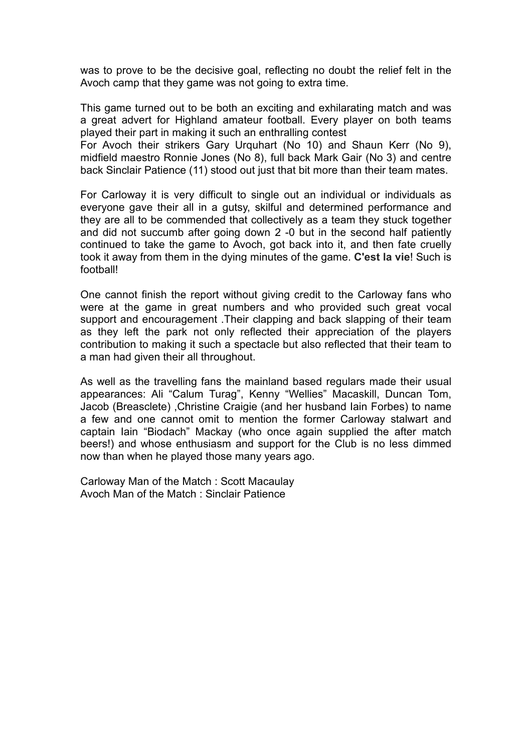was to prove to be the decisive goal, reflecting no doubt the relief felt in the Avoch camp that they game was not going to extra time.

This game turned out to be both an exciting and exhilarating match and was a great advert for Highland amateur football. Every player on both teams played their part in making it such an enthralling contest
For Avoch their strikers Gary Urquhart (No 10) and Shaun Kerr (No 9), midfield maestro Ronnie Jones (No 8), full back Mark Gair (No 3) and centre back Sinclair Patience (11) stood out just that bit more than their team mates.

For Carloway it is very difficult to single out an individual or individuals as everyone gave their all in a gutsy, skilful and determined performance and they are all to be commended that collectively as a team they stuck together and did not succumb after going down 2 -0 but in the second half patiently continued to take the game to Avoch, got back into it, and then fate cruelly took it away from them in the dying minutes of the game. **C'est la vie**! Such is football!

One cannot finish the report without giving credit to the Carloway fans who were at the game in great numbers and who provided such great vocal support and encouragement .Their clapping and back slapping of their team as they left the park not only reflected their appreciation of the players contribution to making it such a spectacle but also reflected that their team to a man had given their all throughout.

As well as the travelling fans the mainland based regulars made their usual appearances: Ali “Calum Turag”, Kenny “Wellies” Macaskill, Duncan Tom, Jacob (Breasclete) ,Christine Craigie (and her husband Iain Forbes) to name a few and one cannot omit to mention the former Carloway stalwart and captain Iain “Biodach” Mackay (who once again supplied the after match beers!) and whose enthusiasm and support for the Club is no less dimmed now than when he played those many years ago.

Carloway Man of the Match : Scott Macaulay
Avoch Man of the Match : Sinclair Patience